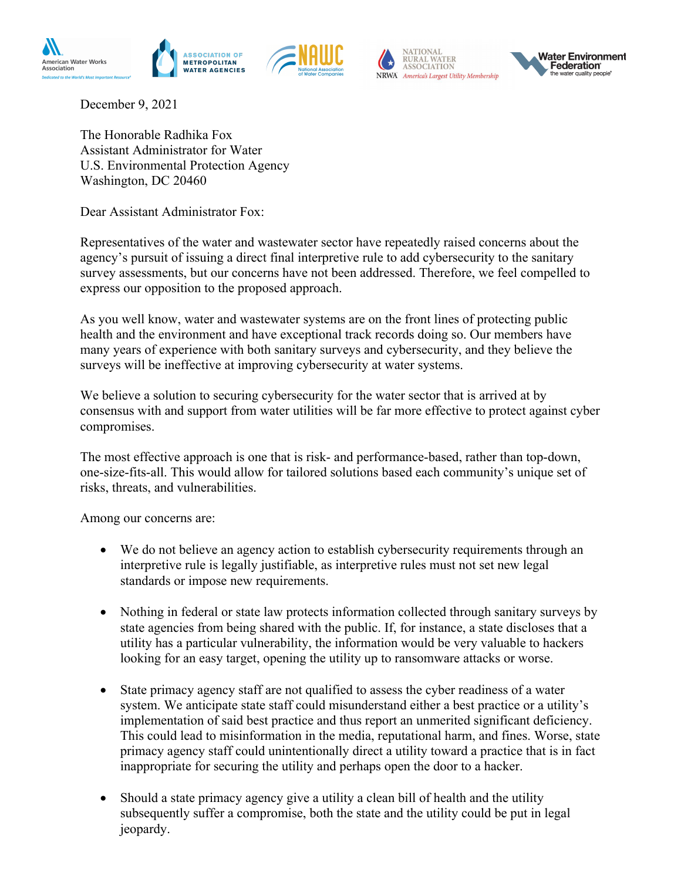December 9, 2021

The Honorable Radhika Fox
Assistant Administrator for Water
U.S. Environmental Protection Agency
Washington, DC 20460

Dear Assistant Administrator Fox:

Representatives of the water and wastewater sector have repeatedly raised concerns about the agency's pursuit of issuing a direct final interpretive rule to add cybersecurity to the sanitary survey assessments, but our concerns have not been addressed. Therefore, we feel compelled to express our opposition to the proposed approach.

As you well know, water and wastewater systems are on the front lines of protecting public health and the environment and have exceptional track records doing so. Our members have many years of experience with both sanitary surveys and cybersecurity, and they believe the surveys will be ineffective at improving cybersecurity at water systems.

We believe a solution to securing cybersecurity for the water sector that is arrived at by consensus with and support from water utilities will be far more effective to protect against cyber compromises.

The most effective approach is one that is risk- and performance-based, rather than top-down, one-size-fits-all. This would allow for tailored solutions based each community's unique set of risks, threats, and vulnerabilities.

Among our concerns are:

- We do not believe an agency action to establish cybersecurity requirements through an interpretive rule is legally justifiable, as interpretive rules must not set new legal standards or impose new requirements.
- Nothing in federal or state law protects information collected through sanitary surveys by state agencies from being shared with the public. If, for instance, a state discloses that a utility has a particular vulnerability, the information would be very valuable to hackers looking for an easy target, opening the utility up to ransomware attacks or worse.
- State primacy agency staff are not qualified to assess the cyber readiness of a water system. We anticipate state staff could misunderstand either a best practice or a utility's implementation of said best practice and thus report an unmerited significant deficiency. This could lead to misinformation in the media, reputational harm, and fines. Worse, state primacy agency staff could unintentionally direct a utility toward a practice that is in fact inappropriate for securing the utility and perhaps open the door to a hacker.
- Should a state primacy agency give a utility a clean bill of health and the utility subsequently suffer a compromise, both the state and the utility could be put in legal jeopardy.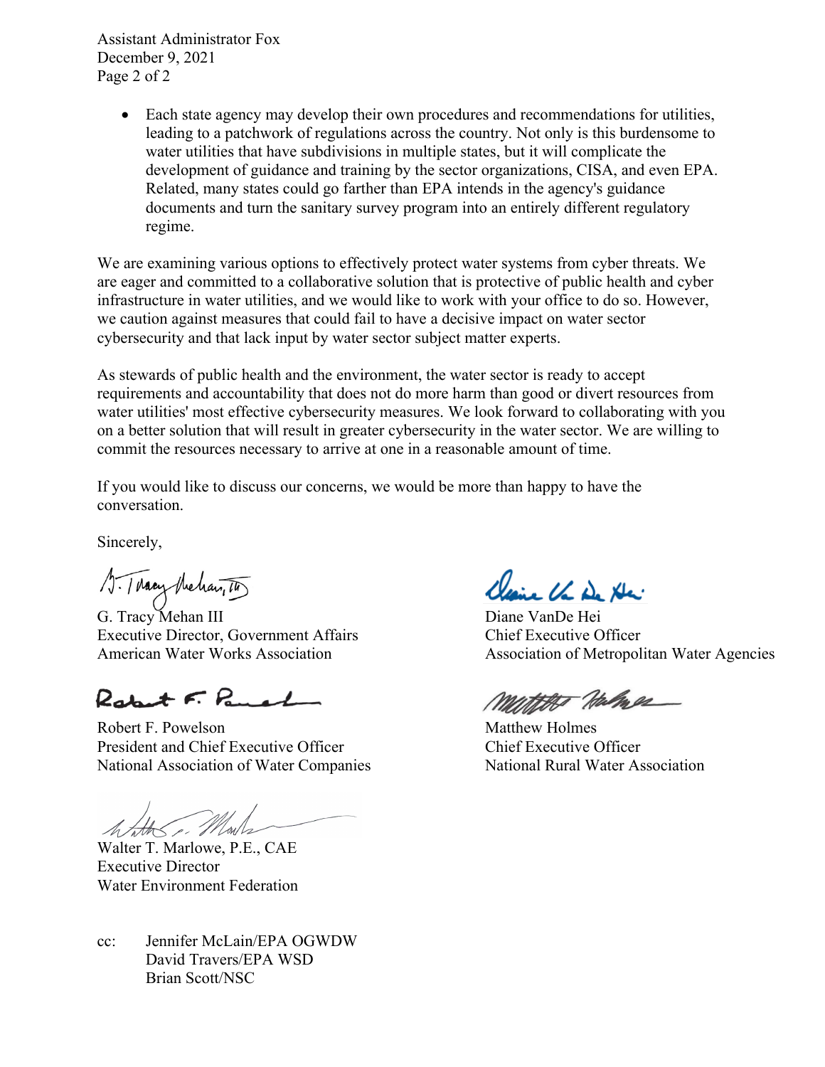- Each state agency may develop their own procedures and recommendations for utilities, leading to a patchwork of regulations across the country. Not only is this burdensome to water utilities that have subdivisions in multiple states, but it will complicate the development of guidance and training by the sector organizations, CISA, and even EPA. Related, many states could go farther than EPA intends in the agency's guidance documents and turn the sanitary survey program into an entirely different regulatory regime.

We are examining various options to effectively protect water systems from cyber threats. We are eager and committed to a collaborative solution that is protective of public health and cyber infrastructure in water utilities, and we would like to work with your office to do so. However, we caution against measures that could fail to have a decisive impact on water sector cybersecurity and that lack input by water sector subject matter experts.

As stewards of public health and the environment, the water sector is ready to accept requirements and accountability that does not do more harm than good or divert resources from water utilities' most effective cybersecurity measures. We look forward to collaborating with you on a better solution that will result in greater cybersecurity in the water sector. We are willing to commit the resources necessary to arrive at one in a reasonable amount of time.

If you would like to discuss our concerns, we would be more than happy to have the conversation.

Sincerely,

G. Tracy Mehan III
Executive Director, Government Affairs
American Water Works Association

Diane VanDe Hei
Chief Executive Officer
Association of Metropolitan Water Agencies

Robert F. Powelson
President and Chief Executive Officer
National Association of Water Companies

Matthew Holmes
Chief Executive Officer
National Rural Water Association

Walter T. Marlowe, P.E., CAE
Executive Director
Water Environment Federation

cc: Jennifer McLain/EPA OGWDW
David Travers/EPA WSD
Brian Scott/NSC